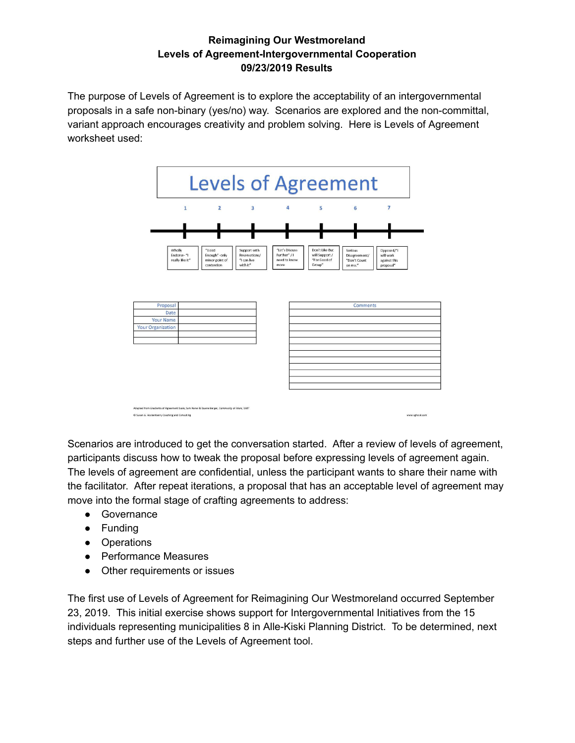# Reimagining Our Westmoreland
## Levels of Agreement-Intergovernmental Cooperation
## 09/23/2019 Results

The purpose of Levels of Agreement is to explore the acceptability of an intergovernmental proposals in a safe non-binary (yes/no) way. Scenarios are explored and the non-committal, variant approach encourages creativity and problem solving. Here is Levels of Agreement worksheet used:

**Levels of Agreement**

| 1 | 2 | 3 | 4 | 5 | 6 | 7 |
|---|---|---|---|---|---|---|
| Wholly Endorse- "I really like it" | "Good Enough" -only minor point of contention | Support with Reservations/ "I can live with it" | "Let's Discuss Further" / I need to know more | Don't Like But will Support / "For Good of Group" | Serious Disagreement/ "Don't Count on me." | Opposed/"I will work against this proposal" |

| | |
|---|---|
| Proposal | |
| Date | |
| Your Name | |
| Your Organization | |
| | |
| | |

| Comments |
|---|
| |
| |
| |
| |
| |
| |
| |
| |
| |
| |
| |
| |

Adapted from Gradients of Agreement Scale, Sam Kaner & Duane Berger, Community at Work, 1987

© Susan G. Hockenberry Coaching and Consulting

www.sghcoc.com

Scenarios are introduced to get the conversation started. After a review of levels of agreement, participants discuss how to tweak the proposal before expressing levels of agreement again. The levels of agreement are confidential, unless the participant wants to share their name with the facilitator. After repeat iterations, a proposal that has an acceptable level of agreement may move into the formal stage of crafting agreements to address:

- Governance
- Funding
- Operations
- Performance Measures
- Other requirements or issues

The first use of Levels of Agreement for Reimagining Our Westmoreland occurred September 23, 2019. This initial exercise shows support for Intergovernmental Initiatives from the 15 individuals representing municipalities 8 in Alle-Kiski Planning District. To be determined, next steps and further use of the Levels of Agreement tool.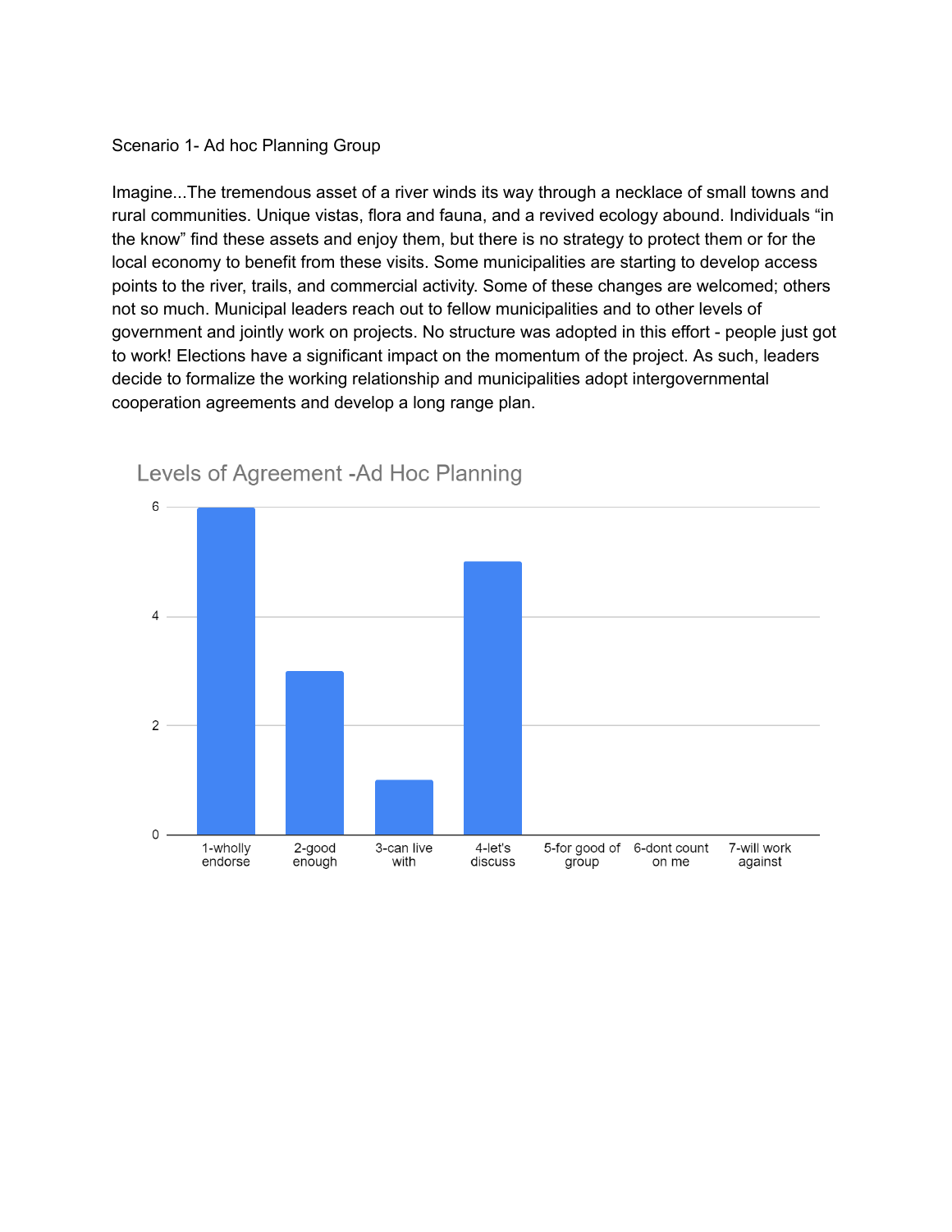Scenario 1- Ad hoc Planning Group

Imagine...The tremendous asset of a river winds its way through a necklace of small towns and rural communities. Unique vistas, flora and fauna, and a revived ecology abound. Individuals “in the know” find these assets and enjoy them, but there is no strategy to protect them or for the local economy to benefit from these visits. Some municipalities are starting to develop access points to the river, trails, and commercial activity. Some of these changes are welcomed; others not so much. Municipal leaders reach out to fellow municipalities and to other levels of government and jointly work on projects. No structure was adopted in this effort - people just got to work! Elections have a significant impact on the momentum of the project. As such, leaders decide to formalize the working relationship and municipalities adopt intergovernmental cooperation agreements and develop a long range plan.

**Levels of Agreement -Ad Hoc Planning**

| Level of Agreement | Count |
|---|---|
| 1-wholly endorse | 6 |
| 2-good enough | 3 |
| 3-can live with | 1 |
| 4-let's discuss | 5 |
| 5-for good of group | 0 |
| 6-dont count on me | 0 |
| 7-will work against | 0 |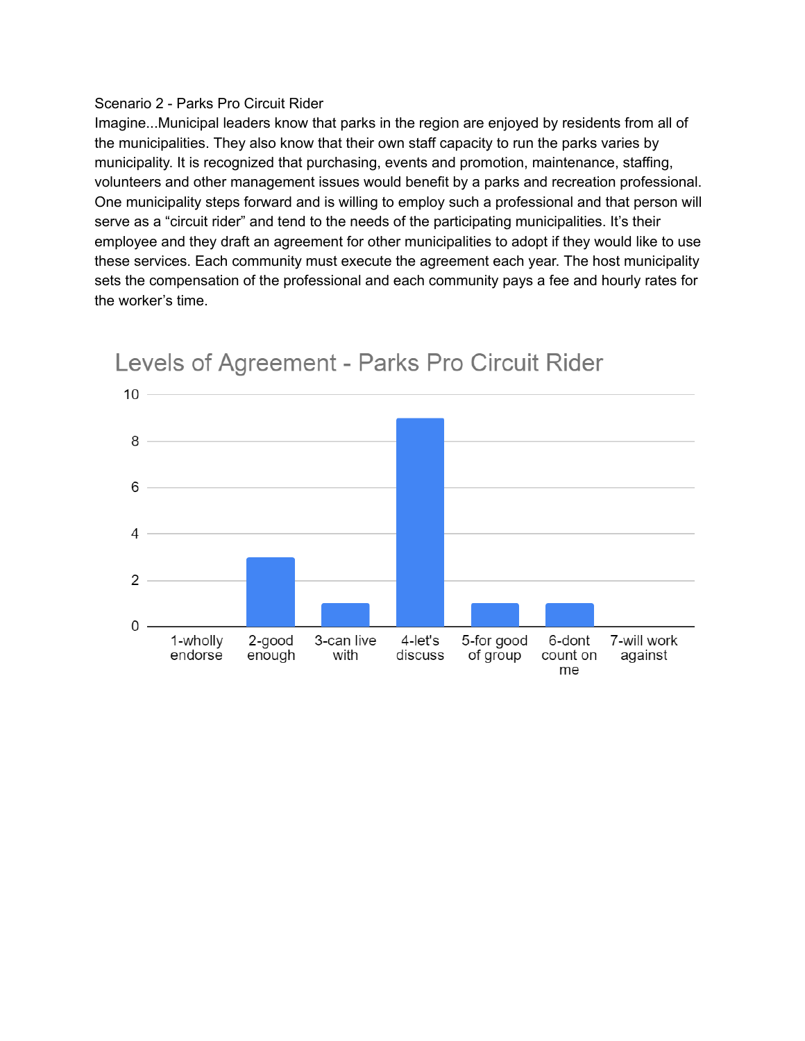Scenario 2 - Parks Pro Circuit Rider

Imagine...Municipal leaders know that parks in the region are enjoyed by residents from all of the municipalities. They also know that their own staff capacity to run the parks varies by municipality. It is recognized that purchasing, events and promotion, maintenance, staffing, volunteers and other management issues would benefit by a parks and recreation professional. One municipality steps forward and is willing to employ such a professional and that person will serve as a "circuit rider" and tend to the needs of the participating municipalities. It's their employee and they draft an agreement for other municipalities to adopt if they would like to use these services. Each community must execute the agreement each year. The host municipality sets the compensation of the professional and each community pays a fee and hourly rates for the worker's time.

Levels of Agreement - Parks Pro Circuit Rider

| Level of Agreement | Count |
|---|---|
| 1-wholly endorse | 0 |
| 2-good enough | 3 |
| 3-can live with | 1 |
| 4-let's discuss | 9 |
| 5-for good of group | 1 |
| 6-dont count on me | 1 |
| 7-will work against | 0 |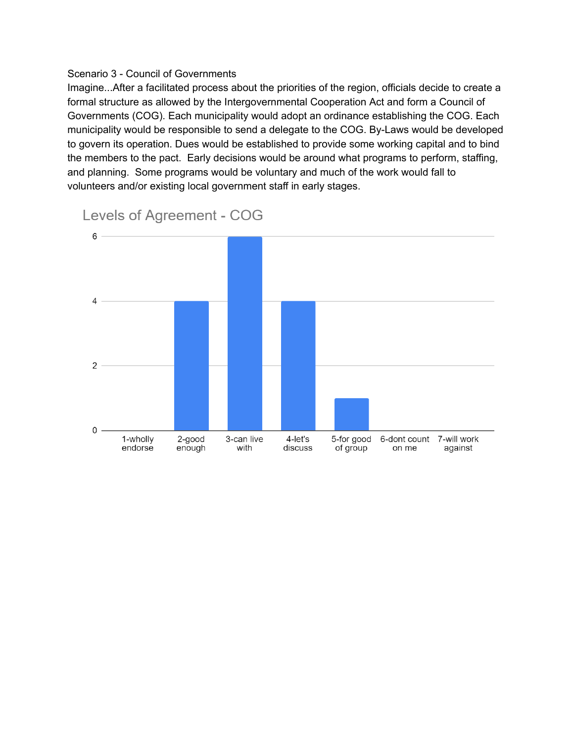Scenario 3 - Council of Governments

Imagine...After a facilitated process about the priorities of the region, officials decide to create a formal structure as allowed by the Intergovernmental Cooperation Act and form a Council of Governments (COG). Each municipality would adopt an ordinance establishing the COG. Each municipality would be responsible to send a delegate to the COG. By-Laws would be developed to govern its operation. Dues would be established to provide some working capital and to bind the members to the pact. Early decisions would be around what programs to perform, staffing, and planning. Some programs would be voluntary and much of the work would fall to volunteers and/or existing local government staff in early stages.

**Levels of Agreement - COG**

| Level of Agreement | Count |
| --- | --- |
| 1-wholly endorse | 0 |
| 2-good enough | 4 |
| 3-can live with | 6 |
| 4-let's discuss | 4 |
| 5-for good of group | 1 |
| 6-dont count on me | 0 |
| 7-will work against | 0 |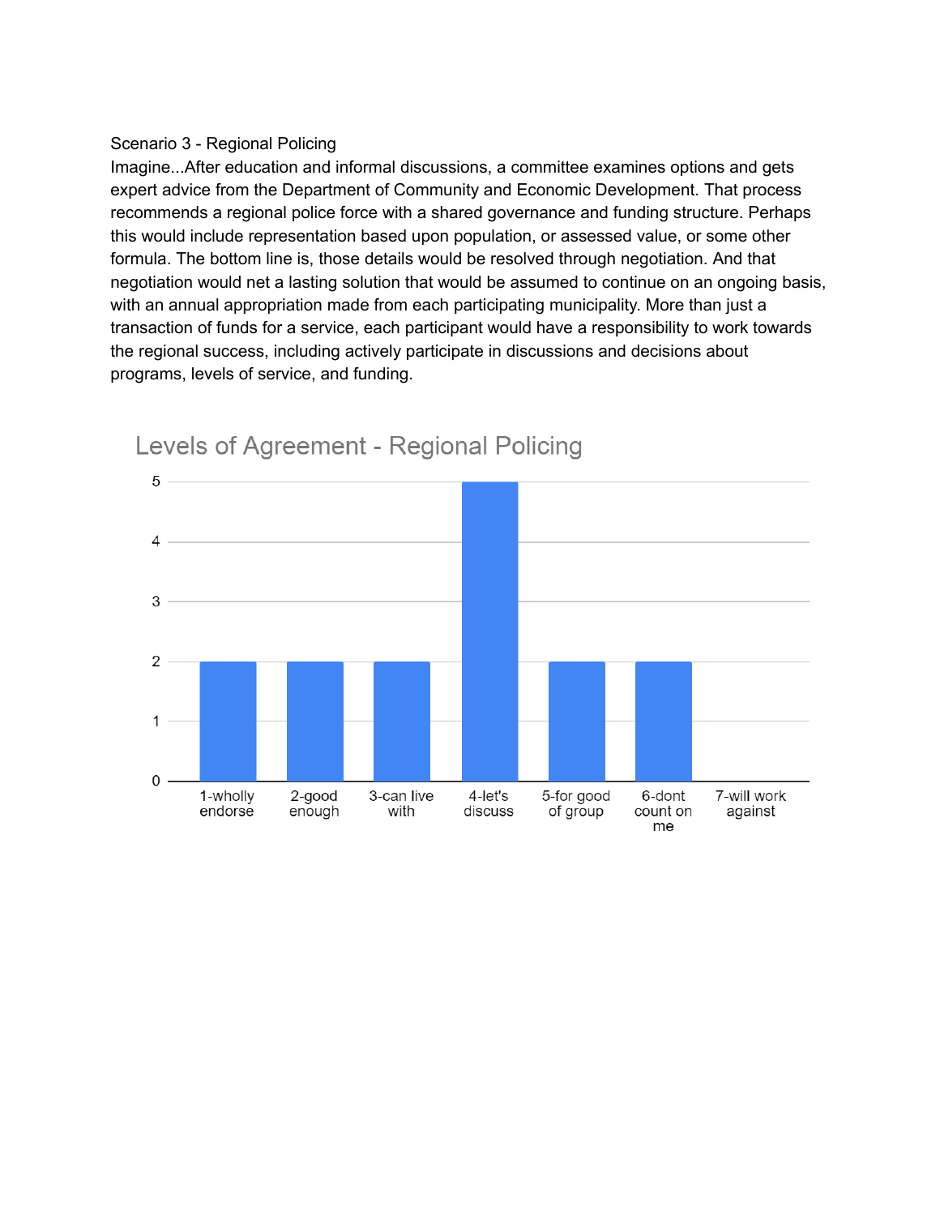Scenario 3 - Regional Policing

Imagine...After education and informal discussions, a committee examines options and gets expert advice from the Department of Community and Economic Development. That process recommends a regional police force with a shared governance and funding structure. Perhaps this would include representation based upon population, or assessed value, or some other formula. The bottom line is, those details would be resolved through negotiation. And that negotiation would net a lasting solution that would be assumed to continue on an ongoing basis, with an annual appropriation made from each participating municipality. More than just a transaction of funds for a service, each participant would have a responsibility to work towards the regional success, including actively participate in discussions and decisions about programs, levels of service, and funding.

Levels of Agreement - Regional Policing

5
4
3
2
1
0

1-wholly endorse
2-good enough
3-can live with
4-let's discuss
5-for good of group
6-dont count on me
7-will work against